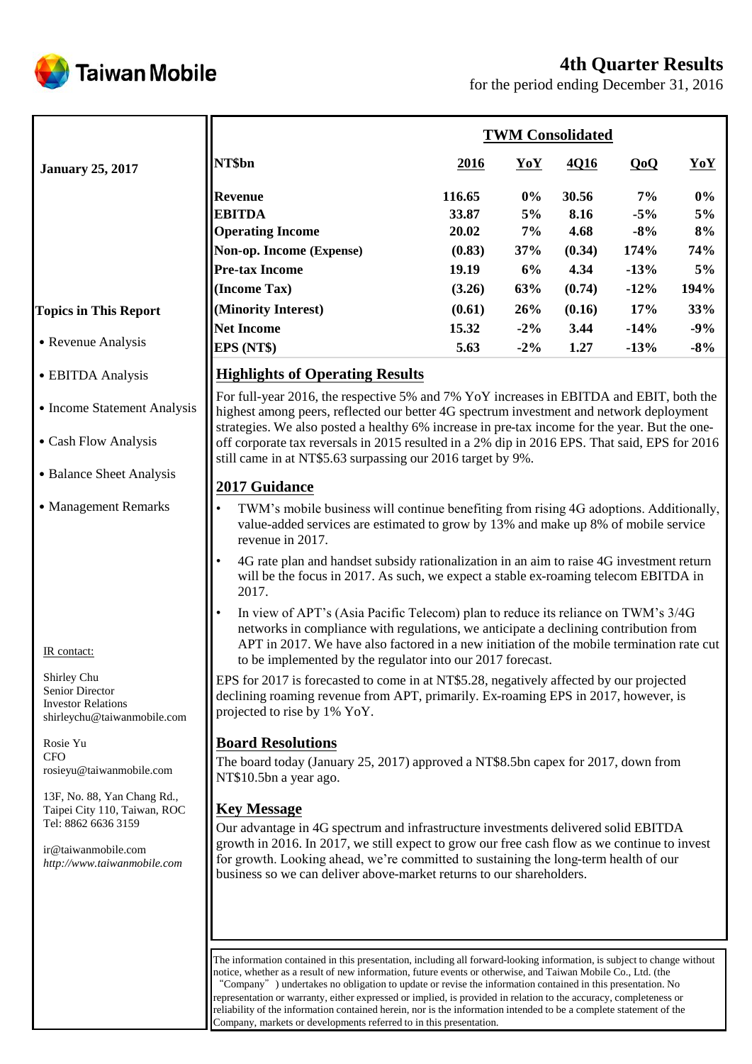Taiwan Mobile

# 4th Quarter Results

for the period ending December 31, 2016

**January 25, 2017**

| NT$bn | 2016 | YoY | 4Q16 | QoQ | YoY |
|---|---|---|---|---|---|
| | **TWM Consolidated** | | | | |
| **Revenue** | **116.65** | **0%** | **30.56** | **7%** | **0%** |
| **EBITDA** | **33.87** | **5%** | **8.16** | **-5%** | **5%** |
| **Operating Income** | **20.02** | **7%** | **4.68** | **-8%** | **8%** |
| **Non-op. Income (Expense)** | **(0.83)** | **37%** | **(0.34)** | **174%** | **74%** |
| **Pre-tax Income** | **19.19** | **6%** | **4.34** | **-13%** | **5%** |
| **(Income Tax)** | **(3.26)** | **63%** | **(0.74)** | **-12%** | **194%** |
| **(Minority Interest)** | **(0.61)** | **26%** | **(0.16)** | **17%** | **33%** |
| **Net Income** | **15.32** | **-2%** | **3.44** | **-14%** | **-9%** |
| **EPS (NT$)** | **5.63** | **-2%** | **1.27** | **-13%** | **-8%** |

**Topics in This Report**

- Revenue Analysis
- EBITDA Analysis
- Income Statement Analysis
- Cash Flow Analysis
- Balance Sheet Analysis
- Management Remarks

## Highlights of Operating Results

For full-year 2016, the respective 5% and 7% YoY increases in EBITDA and EBIT, both the highest among peers, reflected our better 4G spectrum investment and network deployment strategies. We also posted a healthy 6% increase in pre-tax income for the year. But the one-off corporate tax reversals in 2015 resulted in a 2% dip in 2016 EPS. That said, EPS for 2016 still came in at NT$5.63 surpassing our 2016 target by 9%.

## 2017 Guidance

- TWM's mobile business will continue benefiting from rising 4G adoptions. Additionally, value-added services are estimated to grow by 13% and make up 8% of mobile service revenue in 2017.
- 4G rate plan and handset subsidy rationalization in an aim to raise 4G investment return will be the focus in 2017. As such, we expect a stable ex-roaming telecom EBITDA in 2017.
- In view of APT's (Asia Pacific Telecom) plan to reduce its reliance on TWM's 3/4G networks in compliance with regulations, we anticipate a declining contribution from APT in 2017. We have also factored in a new initiation of the mobile termination rate cut to be implemented by the regulator into our 2017 forecast.

EPS for 2017 is forecasted to come in at NT$5.28, negatively affected by our projected declining roaming revenue from APT, primarily. Ex-roaming EPS in 2017, however, is projected to rise by 1% YoY.

## Board Resolutions

The board today (January 25, 2017) approved a NT$8.5bn capex for 2017, down from NT$10.5bn a year ago.

## Key Message

Our advantage in 4G spectrum and infrastructure investments delivered solid EBITDA growth in 2016. In 2017, we still expect to grow our free cash flow as we continue to invest for growth. Looking ahead, we're committed to sustaining the long-term health of our business so we can deliver above-market returns to our shareholders.

IR contact:

Shirley Chu
Senior Director
Investor Relations
shirleychu@taiwanmobile.com

Rosie Yu
CFO
rosieyu@taiwanmobile.com

13F, No. 88, Yan Chang Rd.,
Taipei City 110, Taiwan, ROC
Tel: 8862 6636 3159

ir@taiwanmobile.com
*http://www.taiwanmobile.com*

The information contained in this presentation, including all forward-looking information, is subject to change without notice, whether as a result of new information, future events or otherwise, and Taiwan Mobile Co., Ltd. (the "Company") undertakes no obligation to update or revise the information contained in this presentation. No representation or warranty, either expressed or implied, is provided in relation to the accuracy, completeness or reliability of the information contained herein, nor is the information intended to be a complete statement of the Company, markets or developments referred to in this presentation.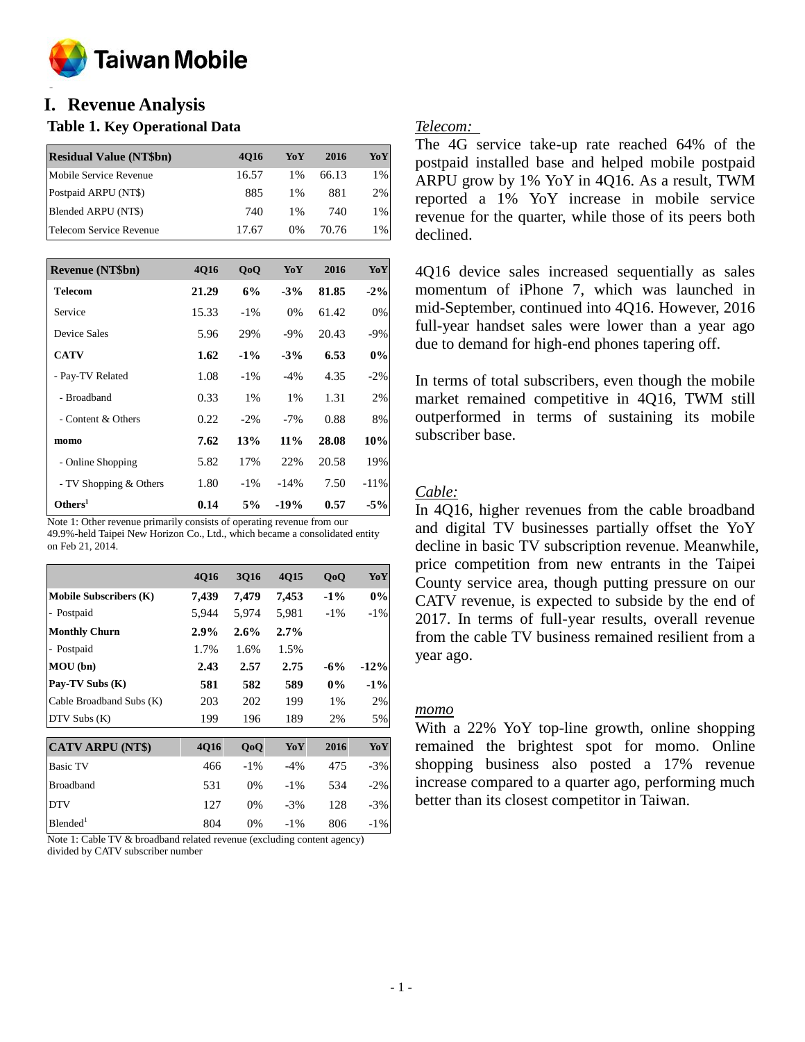# I. Revenue Analysis

## Table 1. Key Operational Data

| Residual Value (NT$bn) | 4Q16 | YoY | 2016 | YoY |
|---|---|---|---|---|
| Mobile Service Revenue | 16.57 | 1% | 66.13 | 1% |
| Postpaid ARPU (NT$) | 885 | 1% | 881 | 2% |
| Blended ARPU (NT$) | 740 | 1% | 740 | 1% |
| Telecom Service Revenue | 17.67 | 0% | 70.76 | 1% |

| Revenue (NT$bn) | 4Q16 | QoQ | YoY | 2016 | YoY |
|---|---|---|---|---|---|
| **Telecom** | **21.29** | **6%** | **-3%** | **81.85** | **-2%** |
| Service | 15.33 | -1% | 0% | 61.42 | 0% |
| Device Sales | 5.96 | 29% | -9% | 20.43 | -9% |
| **CATV** | **1.62** | **-1%** | **-3%** | **6.53** | **0%** |
| - Pay-TV Related | 1.08 | -1% | -4% | 4.35 | -2% |
| - Broadband | 0.33 | 1% | 1% | 1.31 | 2% |
| - Content & Others | 0.22 | -2% | -7% | 0.88 | 8% |
| **momo** | **7.62** | **13%** | **11%** | **28.08** | **10%** |
| - Online Shopping | 5.82 | 17% | 22% | 20.58 | 19% |
| - TV Shopping & Others | 1.80 | -1% | -14% | 7.50 | -11% |
| **Others[1]** | **0.14** | **5%** | **-19%** | **0.57** | **-5%** |

Note 1: Other revenue primarily consists of operating revenue from our 49.9%-held Taipei New Horizon Co., Ltd., which became a consolidated entity on Feb 21, 2014.

| | 4Q16 | 3Q16 | 4Q15 | QoQ | YoY |
|---|---|---|---|---|---|
| **Mobile Subscribers (K)** | **7,439** | **7,479** | **7,453** | **-1%** | **0%** |
| - Postpaid | 5,944 | 5,974 | 5,981 | -1% | -1% |
| **Monthly Churn** | **2.9%** | **2.6%** | **2.7%** | | |
| - Postpaid | 1.7% | 1.6% | 1.5% | | |
| **MOU (bn)** | **2.43** | **2.57** | **2.75** | **-6%** | **-12%** |
| **Pay-TV Subs (K)** | **581** | **582** | **589** | **0%** | **-1%** |
| Cable Broadband Subs (K) | 203 | 202 | 199 | 1% | 2% |
| DTV Subs (K) | 199 | 196 | 189 | 2% | 5% |

| CATV ARPU (NT$) | 4Q16 | QoQ | YoY | 2016 | YoY |
|---|---|---|---|---|---|
| Basic TV | 466 | -1% | -4% | 475 | -3% |
| Broadband | 531 | 0% | -1% | 534 | -2% |
| DTV | 127 | 0% | -3% | 128 | -3% |
| Blended[1] | 804 | 0% | -1% | 806 | -1% |

Note 1: Cable TV & broadband related revenue (excluding content agency) divided by CATV subscriber number

*Telecom:*

The 4G service take-up rate reached 64% of the postpaid installed base and helped mobile postpaid ARPU grow by 1% YoY in 4Q16. As a result, TWM reported a 1% YoY increase in mobile service revenue for the quarter, while those of its peers both declined.

4Q16 device sales increased sequentially as sales momentum of iPhone 7, which was launched in mid-September, continued into 4Q16. However, 2016 full-year handset sales were lower than a year ago due to demand for high-end phones tapering off.

In terms of total subscribers, even though the mobile market remained competitive in 4Q16, TWM still outperformed in terms of sustaining its mobile subscriber base.

*Cable:*

In 4Q16, higher revenues from the cable broadband and digital TV businesses partially offset the YoY decline in basic TV subscription revenue. Meanwhile, price competition from new entrants in the Taipei County service area, though putting pressure on our CATV revenue, is expected to subside by the end of 2017. In terms of full-year results, overall revenue from the cable TV business remained resilient from a year ago.

*momo*

With a 22% YoY top-line growth, online shopping remained the brightest spot for momo. Online shopping business also posted a 17% revenue increase compared to a quarter ago, performing much better than its closest competitor in Taiwan.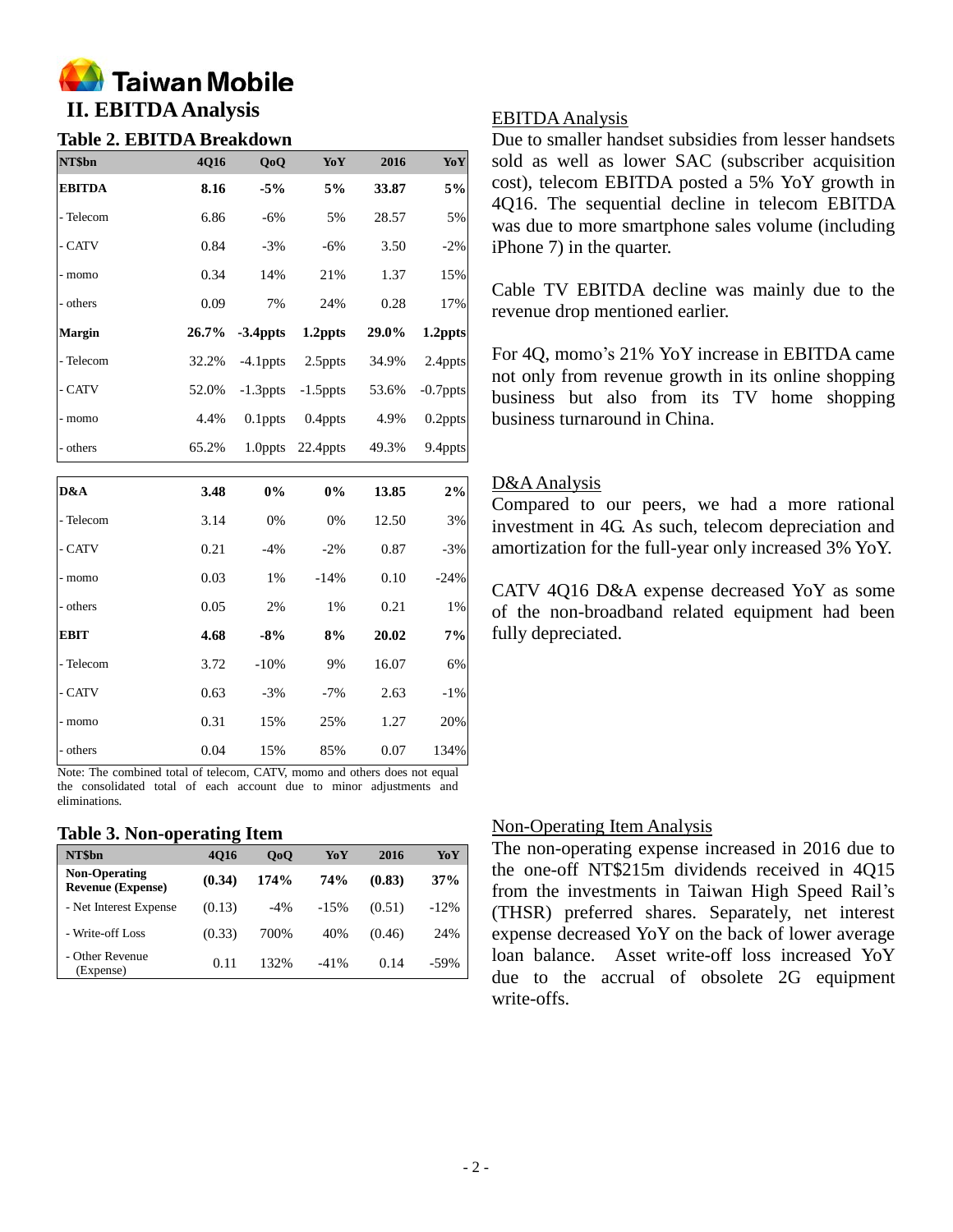## II. EBITDA Analysis

### Table 2. EBITDA Breakdown

| NT$bn | 4Q16 | QoQ | YoY | 2016 | YoY |
|---|---|---|---|---|---|
| **EBITDA** | **8.16** | **-5%** | **5%** | **33.87** | **5%** |
| - Telecom | 6.86 | -6% | 5% | 28.57 | 5% |
| - CATV | 0.84 | -3% | -6% | 3.50 | -2% |
| - momo | 0.34 | 14% | 21% | 1.37 | 15% |
| - others | 0.09 | 7% | 24% | 0.28 | 17% |
| **Margin** | **26.7%** | **-3.4ppts** | **1.2ppts** | **29.0%** | **1.2ppts** |
| - Telecom | 32.2% | -4.1ppts | 2.5ppts | 34.9% | 2.4ppts |
| - CATV | 52.0% | -1.3ppts | -1.5ppts | 53.6% | -0.7ppts |
| - momo | 4.4% | 0.1ppts | 0.4ppts | 4.9% | 0.2ppts |
| - others | 65.2% | 1.0ppts | 22.4ppts | 49.3% | 9.4ppts |
| **D&A** | **3.48** | **0%** | **0%** | **13.85** | **2%** |
| - Telecom | 3.14 | 0% | 0% | 12.50 | 3% |
| - CATV | 0.21 | -4% | -2% | 0.87 | -3% |
| - momo | 0.03 | 1% | -14% | 0.10 | -24% |
| - others | 0.05 | 2% | 1% | 0.21 | 1% |
| **EBIT** | **4.68** | **-8%** | **8%** | **20.02** | **7%** |
| - Telecom | 3.72 | -10% | 9% | 16.07 | 6% |
| - CATV | 0.63 | -3% | -7% | 2.63 | -1% |
| - momo | 0.31 | 15% | 25% | 1.27 | 20% |
| - others | 0.04 | 15% | 85% | 0.07 | 134% |

Note: The combined total of telecom, CATV, momo and others does not equal the consolidated total of each account due to minor adjustments and eliminations.

### EBITDA Analysis

Due to smaller handset subsidies from lesser handsets sold as well as lower SAC (subscriber acquisition cost), telecom EBITDA posted a 5% YoY growth in 4Q16. The sequential decline in telecom EBITDA was due to more smartphone sales volume (including iPhone 7) in the quarter.

Cable TV EBITDA decline was mainly due to the revenue drop mentioned earlier.

For 4Q, momo's 21% YoY increase in EBITDA came not only from revenue growth in its online shopping business but also from its TV home shopping business turnaround in China.

### D&A Analysis

Compared to our peers, we had a more rational investment in 4G. As such, telecom depreciation and amortization for the full-year only increased 3% YoY.

CATV 4Q16 D&A expense decreased YoY as some of the non-broadband related equipment had been fully depreciated.

### Table 3. Non-operating Item

| NT$bn | 4Q16 | QoQ | YoY | 2016 | YoY |
|---|---|---|---|---|---|
| **Non-Operating Revenue (Expense)** | **(0.34)** | **174%** | **74%** | **(0.83)** | **37%** |
| - Net Interest Expense | (0.13) | -4% | -15% | (0.51) | -12% |
| - Write-off Loss | (0.33) | 700% | 40% | (0.46) | 24% |
| - Other Revenue (Expense) | 0.11 | 132% | -41% | 0.14 | -59% |

### Non-Operating Item Analysis

The non-operating expense increased in 2016 due to the one-off NT$215m dividends received in 4Q15 from the investments in Taiwan High Speed Rail's (THSR) preferred shares. Separately, net interest expense decreased YoY on the back of lower average loan balance. Asset write-off loss increased YoY due to the accrual of obsolete 2G equipment write-offs.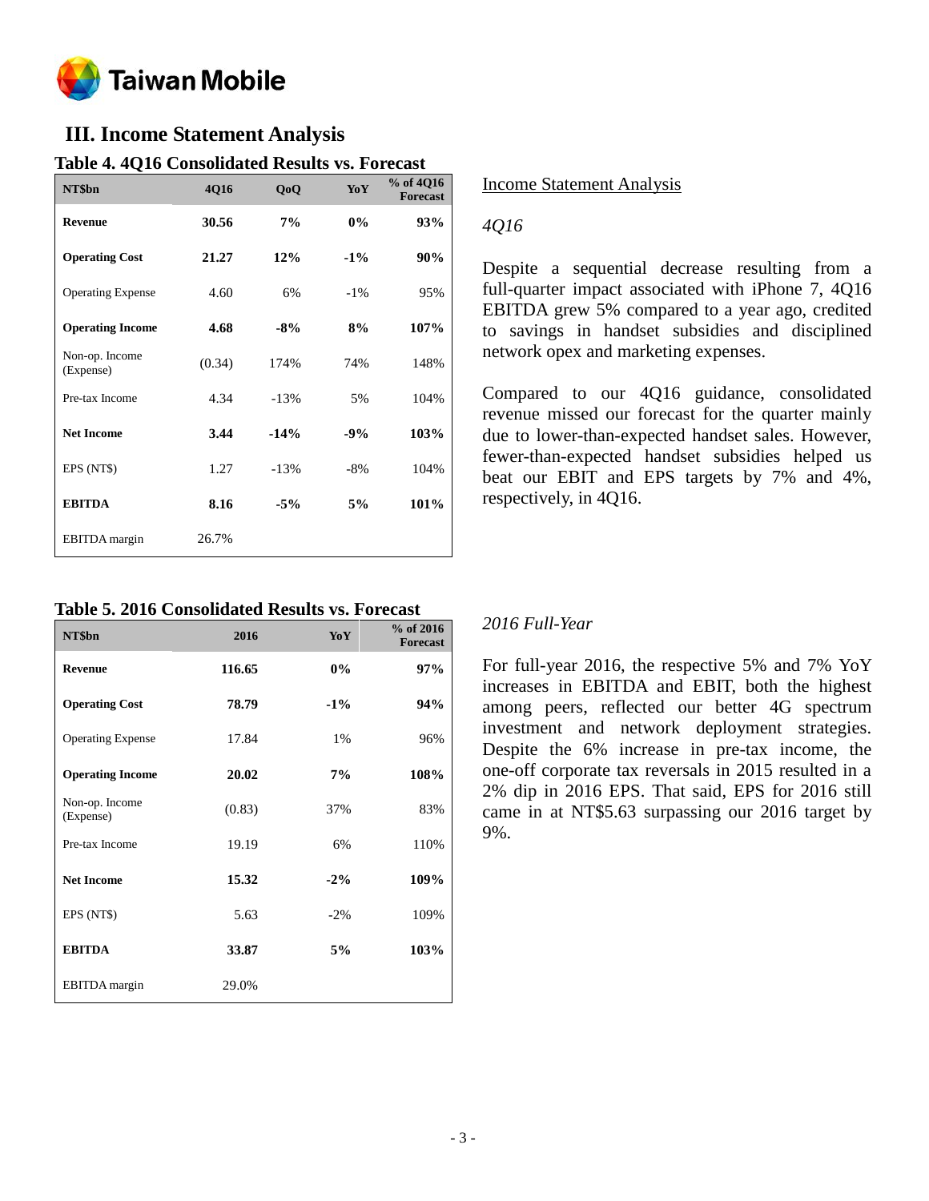## III. Income Statement Analysis

### Table 4. 4Q16 Consolidated Results vs. Forecast

| NT$bn | 4Q16 | QoQ | YoY | % of 4Q16 Forecast |
|---|---|---|---|---|
| **Revenue** | **30.56** | **7%** | **0%** | **93%** |
| **Operating Cost** | **21.27** | **12%** | **-1%** | **90%** |
| Operating Expense | 4.60 | 6% | -1% | 95% |
| **Operating Income** | **4.68** | **-8%** | **8%** | **107%** |
| Non-op. Income (Expense) | (0.34) | 174% | 74% | 148% |
| Pre-tax Income | 4.34 | -13% | 5% | 104% |
| **Net Income** | **3.44** | **-14%** | **-9%** | **103%** |
| EPS (NT$) | 1.27 | -13% | -8% | 104% |
| **EBITDA** | **8.16** | **-5%** | **5%** | **101%** |
| EBITDA margin | 26.7% | | | |

Income Statement Analysis

*4Q16*

Despite a sequential decrease resulting from a full-quarter impact associated with iPhone 7, 4Q16 EBITDA grew 5% compared to a year ago, credited to savings in handset subsidies and disciplined network opex and marketing expenses.

Compared to our 4Q16 guidance, consolidated revenue missed our forecast for the quarter mainly due to lower-than-expected handset sales. However, fewer-than-expected handset subsidies helped us beat our EBIT and EPS targets by 7% and 4%, respectively, in 4Q16.

### Table 5. 2016 Consolidated Results vs. Forecast

| NT$bn | 2016 | YoY | % of 2016 Forecast |
|---|---|---|---|
| **Revenue** | **116.65** | **0%** | **97%** |
| **Operating Cost** | **78.79** | **-1%** | **94%** |
| Operating Expense | 17.84 | 1% | 96% |
| **Operating Income** | **20.02** | **7%** | **108%** |
| Non-op. Income (Expense) | (0.83) | 37% | 83% |
| Pre-tax Income | 19.19 | 6% | 110% |
| **Net Income** | **15.32** | **-2%** | **109%** |
| EPS (NT$) | 5.63 | -2% | 109% |
| **EBITDA** | **33.87** | **5%** | **103%** |
| EBITDA margin | 29.0% | | |

*2016 Full-Year*

For full-year 2016, the respective 5% and 7% YoY increases in EBITDA and EBIT, both the highest among peers, reflected our better 4G spectrum investment and network deployment strategies. Despite the 6% increase in pre-tax income, the one-off corporate tax reversals in 2015 resulted in a 2% dip in 2016 EPS. That said, EPS for 2016 still came in at NT$5.63 surpassing our 2016 target by 9%.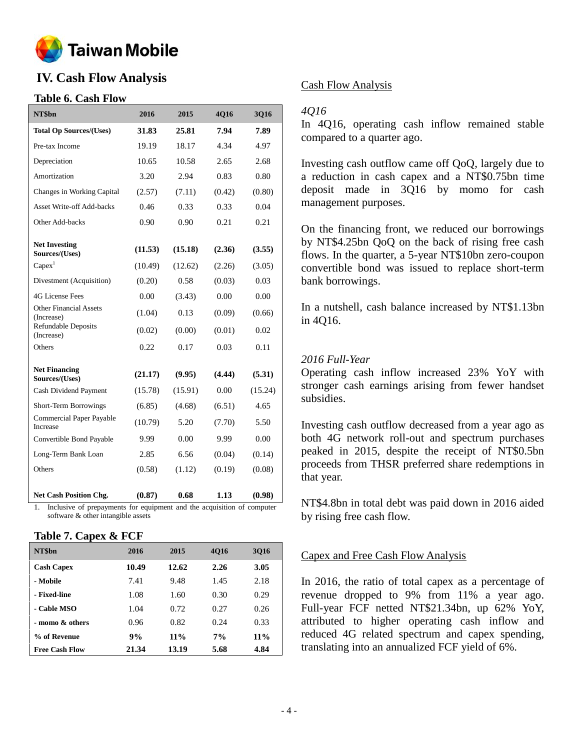# IV. Cash Flow Analysis

## Table 6. Cash Flow

| NT$bn | 2016 | 2015 | 4Q16 | 3Q16 |
|---|---|---|---|---|
| **Total Op Sources/(Uses)** | **31.83** | **25.81** | **7.94** | **7.89** |
| Pre-tax Income | 19.19 | 18.17 | 4.34 | 4.97 |
| Depreciation | 10.65 | 10.58 | 2.65 | 2.68 |
| Amortization | 3.20 | 2.94 | 0.83 | 0.80 |
| Changes in Working Capital | (2.57) | (7.11) | (0.42) | (0.80) |
| Asset Write-off Add-backs | 0.46 | 0.33 | 0.33 | 0.04 |
| Other Add-backs | 0.90 | 0.90 | 0.21 | 0.21 |
| **Net Investing Sources/(Uses)** | **(11.53)** | **(15.18)** | **(2.36)** | **(3.55)** |
| Capex[1] | (10.49) | (12.62) | (2.26) | (3.05) |
| Divestment (Acquisition) | (0.20) | 0.58 | (0.03) | 0.03 |
| 4G License Fees | 0.00 | (3.43) | 0.00 | 0.00 |
| Other Financial Assets (Increase) | (1.04) | 0.13 | (0.09) | (0.66) |
| Refundable Deposits (Increase) | (0.02) | (0.00) | (0.01) | 0.02 |
| Others | 0.22 | 0.17 | 0.03 | 0.11 |
| **Net Financing Sources/(Uses)** | **(21.17)** | **(9.95)** | **(4.44)** | **(5.31)** |
| Cash Dividend Payment | (15.78) | (15.91) | 0.00 | (15.24) |
| Short-Term Borrowings | (6.85) | (4.68) | (6.51) | 4.65 |
| Commercial Paper Payable Increase | (10.79) | 5.20 | (7.70) | 5.50 |
| Convertible Bond Payable | 9.99 | 0.00 | 9.99 | 0.00 |
| Long-Term Bank Loan | 2.85 | 6.56 | (0.04) | (0.14) |
| Others | (0.58) | (1.12) | (0.19) | (0.08) |
| **Net Cash Position Chg.** | **(0.87)** | **0.68** | **1.13** | **(0.98)** |

1. Inclusive of prepayments for equipment and the acquisition of computer software & other intangible assets

## Table 7. Capex & FCF

| NT$bn | 2016 | 2015 | 4Q16 | 3Q16 |
|---|---|---|---|---|
| **Cash Capex** | **10.49** | **12.62** | **2.26** | **3.05** |
| **- Mobile** | 7.41 | 9.48 | 1.45 | 2.18 |
| **- Fixed-line** | 1.08 | 1.60 | 0.30 | 0.29 |
| **- Cable MSO** | 1.04 | 0.72 | 0.27 | 0.26 |
| **- momo & others** | 0.96 | 0.82 | 0.24 | 0.33 |
| **% of Revenue** | **9%** | **11%** | **7%** | **11%** |
| **Free Cash Flow** | **21.34** | **13.19** | **5.68** | **4.84** |

### Cash Flow Analysis

*4Q16*

In 4Q16, operating cash inflow remained stable compared to a quarter ago.

Investing cash outflow came off QoQ, largely due to a reduction in cash capex and a NT$0.75bn time deposit made in 3Q16 by momo for cash management purposes.

On the financing front, we reduced our borrowings by NT$4.25bn QoQ on the back of rising free cash flows. In the quarter, a 5-year NT$10bn zero-coupon convertible bond was issued to replace short-term bank borrowings.

In a nutshell, cash balance increased by NT$1.13bn in 4Q16.

*2016 Full-Year*

Operating cash inflow increased 23% YoY with stronger cash earnings arising from fewer handset subsidies.

Investing cash outflow decreased from a year ago as both 4G network roll-out and spectrum purchases peaked in 2015, despite the receipt of NT$0.5bn proceeds from THSR preferred share redemptions in that year.

NT$4.8bn in total debt was paid down in 2016 aided by rising free cash flow.

### Capex and Free Cash Flow Analysis

In 2016, the ratio of total capex as a percentage of revenue dropped to 9% from 11% a year ago. Full-year FCF netted NT$21.34bn, up 62% YoY, attributed to higher operating cash inflow and reduced 4G related spectrum and capex spending, translating into an annualized FCF yield of 6%.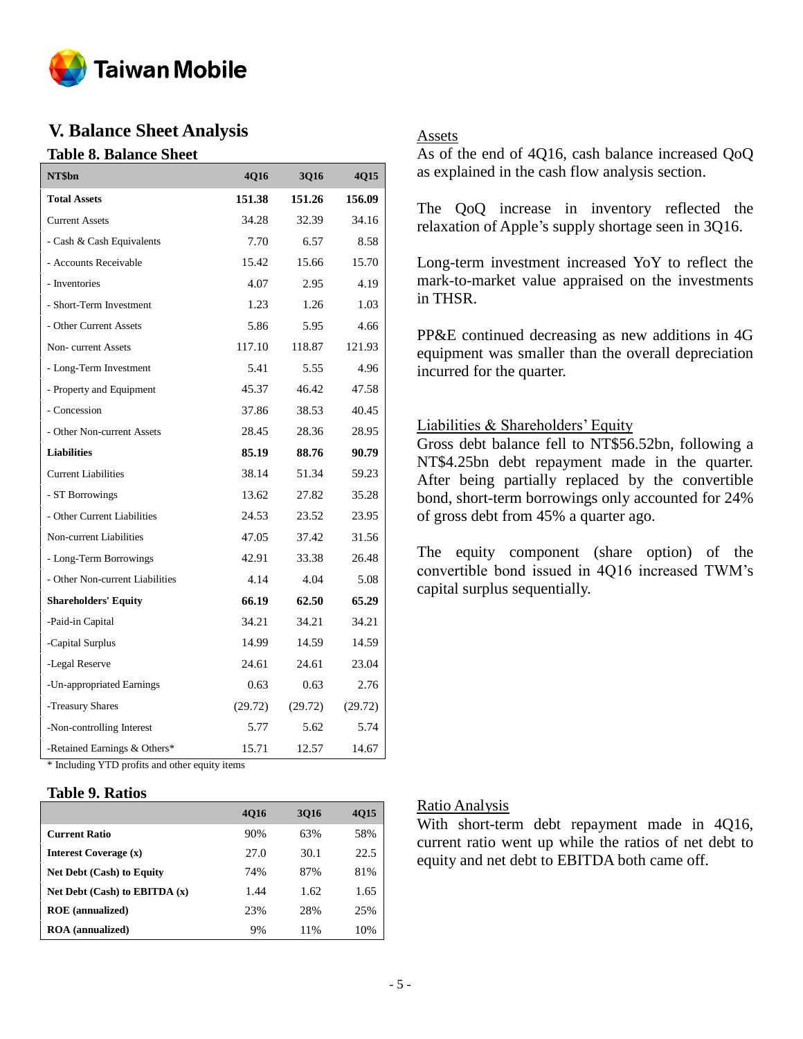## V. Balance Sheet Analysis

### Table 8. Balance Sheet

| NT$bn | 4Q16 | 3Q16 | 4Q15 |
|---|---|---|---|
| **Total Assets** | **151.38** | **151.26** | **156.09** |
| Current Assets | 34.28 | 32.39 | 34.16 |
| - Cash & Cash Equivalents | 7.70 | 6.57 | 8.58 |
| - Accounts Receivable | 15.42 | 15.66 | 15.70 |
| - Inventories | 4.07 | 2.95 | 4.19 |
| - Short-Term Investment | 1.23 | 1.26 | 1.03 |
| - Other Current Assets | 5.86 | 5.95 | 4.66 |
| Non- current Assets | 117.10 | 118.87 | 121.93 |
| - Long-Term Investment | 5.41 | 5.55 | 4.96 |
| - Property and Equipment | 45.37 | 46.42 | 47.58 |
| - Concession | 37.86 | 38.53 | 40.45 |
| - Other Non-current Assets | 28.45 | 28.36 | 28.95 |
| **Liabilities** | **85.19** | **88.76** | **90.79** |
| Current Liabilities | 38.14 | 51.34 | 59.23 |
| - ST Borrowings | 13.62 | 27.82 | 35.28 |
| - Other Current Liabilities | 24.53 | 23.52 | 23.95 |
| Non-current Liabilities | 47.05 | 37.42 | 31.56 |
| - Long-Term Borrowings | 42.91 | 33.38 | 26.48 |
| - Other Non-current Liabilities | 4.14 | 4.04 | 5.08 |
| **Shareholders' Equity** | **66.19** | **62.50** | **65.29** |
| -Paid-in Capital | 34.21 | 34.21 | 34.21 |
| -Capital Surplus | 14.99 | 14.59 | 14.59 |
| -Legal Reserve | 24.61 | 24.61 | 23.04 |
| -Un-appropriated Earnings | 0.63 | 0.63 | 2.76 |
| -Treasury Shares | (29.72) | (29.72) | (29.72) |
| -Non-controlling Interest | 5.77 | 5.62 | 5.74 |
| -Retained Earnings & Others* | 15.71 | 12.57 | 14.67 |

\* Including YTD profits and other equity items

#### Assets

As of the end of 4Q16, cash balance increased QoQ as explained in the cash flow analysis section.

The QoQ increase in inventory reflected the relaxation of Apple's supply shortage seen in 3Q16.

Long-term investment increased YoY to reflect the mark-to-market value appraised on the investments in THSR.

PP&E continued decreasing as new additions in 4G equipment was smaller than the overall depreciation incurred for the quarter.

#### Liabilities & Shareholders' Equity

Gross debt balance fell to NT$56.52bn, following a NT$4.25bn debt repayment made in the quarter. After being partially replaced by the convertible bond, short-term borrowings only accounted for 24% of gross debt from 45% a quarter ago.

The equity component (share option) of the convertible bond issued in 4Q16 increased TWM's capital surplus sequentially.

### Table 9. Ratios

| | 4Q16 | 3Q16 | 4Q15 |
|---|---|---|---|
| **Current Ratio** | 90% | 63% | 58% |
| **Interest Coverage (x)** | 27.0 | 30.1 | 22.5 |
| **Net Debt (Cash) to Equity** | 74% | 87% | 81% |
| **Net Debt (Cash) to EBITDA (x)** | 1.44 | 1.62 | 1.65 |
| **ROE (annualized)** | 23% | 28% | 25% |
| **ROA (annualized)** | 9% | 11% | 10% |

#### Ratio Analysis

With short-term debt repayment made in 4Q16, current ratio went up while the ratios of net debt to equity and net debt to EBITDA both came off.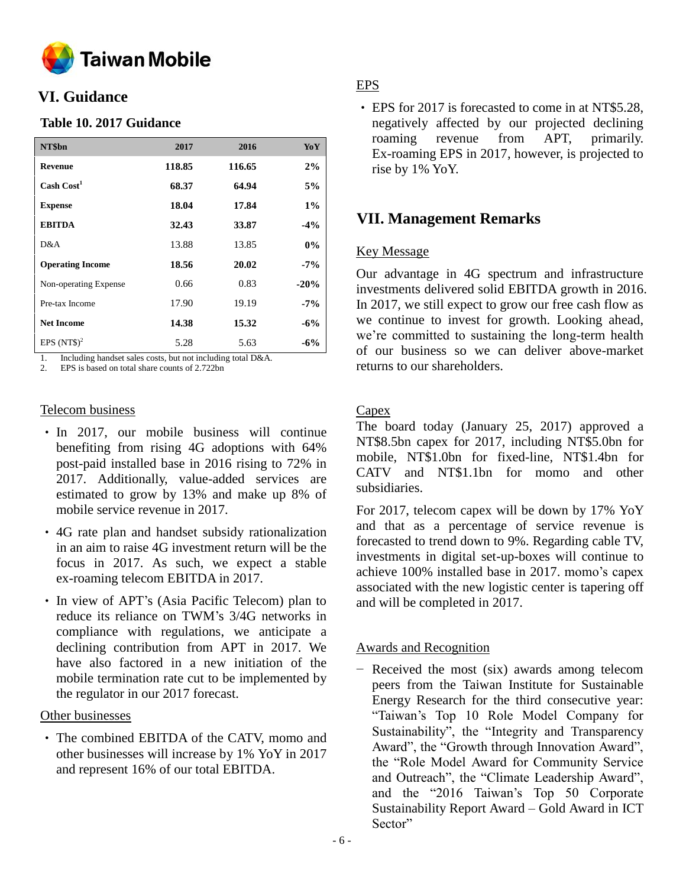## VI. Guidance

### Table 10. 2017 Guidance

| NT$bn | 2017 | 2016 | YoY |
|---|---|---|---|
| **Revenue** | **118.85** | **116.65** | **2%** |
| **Cash Cost**[1] | **68.37** | **64.94** | **5%** |
| **Expense** | **18.04** | **17.84** | **1%** |
| **EBITDA** | **32.43** | **33.87** | **-4%** |
| D&A | 13.88 | 13.85 | **0%** |
| **Operating Income** | **18.56** | **20.02** | **-7%** |
| Non-operating Expense | 0.66 | 0.83 | **-20%** |
| Pre-tax Income | 17.90 | 19.19 | **-7%** |
| **Net Income** | **14.38** | **15.32** | **-6%** |
| EPS (NT$)[2] | 5.28 | 5.63 | **-6%** |

1. Including handset sales costs, but not including total D&A.
2. EPS is based on total share counts of 2.722bn

Telecom business

- In 2017, our mobile business will continue benefiting from rising 4G adoptions with 64% post-paid installed base in 2016 rising to 72% in 2017. Additionally, value-added services are estimated to grow by 13% and make up 8% of mobile service revenue in 2017.
- 4G rate plan and handset subsidy rationalization in an aim to raise 4G investment return will be the focus in 2017. As such, we expect a stable ex-roaming telecom EBITDA in 2017.
- In view of APT's (Asia Pacific Telecom) plan to reduce its reliance on TWM's 3/4G networks in compliance with regulations, we anticipate a declining contribution from APT in 2017. We have also factored in a new initiation of the mobile termination rate cut to be implemented by the regulator in our 2017 forecast.

Other businesses

- The combined EBITDA of the CATV, momo and other businesses will increase by 1% YoY in 2017 and represent 16% of our total EBITDA.

EPS

- EPS for 2017 is forecasted to come in at NT$5.28, negatively affected by our projected declining roaming revenue from APT, primarily. Ex-roaming EPS in 2017, however, is projected to rise by 1% YoY.

## VII. Management Remarks

Key Message

Our advantage in 4G spectrum and infrastructure investments delivered solid EBITDA growth in 2016. In 2017, we still expect to grow our free cash flow as we continue to invest for growth. Looking ahead, we're committed to sustaining the long-term health of our business so we can deliver above-market returns to our shareholders.

Capex

The board today (January 25, 2017) approved a NT$8.5bn capex for 2017, including NT$5.0bn for mobile, NT$1.0bn for fixed-line, NT$1.4bn for CATV and NT$1.1bn for momo and other subsidiaries.

For 2017, telecom capex will be down by 17% YoY and that as a percentage of service revenue is forecasted to trend down to 9%. Regarding cable TV, investments in digital set-up-boxes will continue to achieve 100% installed base in 2017. momo's capex associated with the new logistic center is tapering off and will be completed in 2017.

Awards and Recognition

- Received the most (six) awards among telecom peers from the Taiwan Institute for Sustainable Energy Research for the third consecutive year: "Taiwan's Top 10 Role Model Company for Sustainability", the "Integrity and Transparency Award", the "Growth through Innovation Award", the "Role Model Award for Community Service and Outreach", the "Climate Leadership Award", and the "2016 Taiwan's Top 50 Corporate Sustainability Report Award – Gold Award in ICT Sector"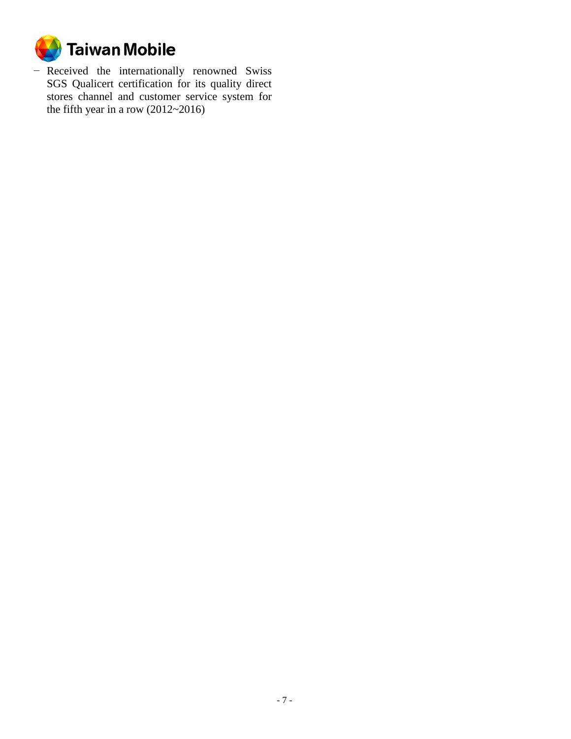- Received the internationally renowned Swiss SGS Qualicert certification for its quality direct stores channel and customer service system for the fifth year in a row (2012~2016)